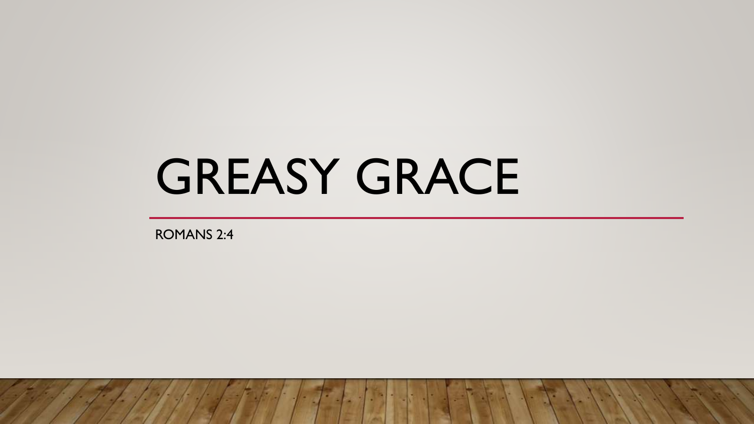# GREASY GRACE

ROMANS 2:4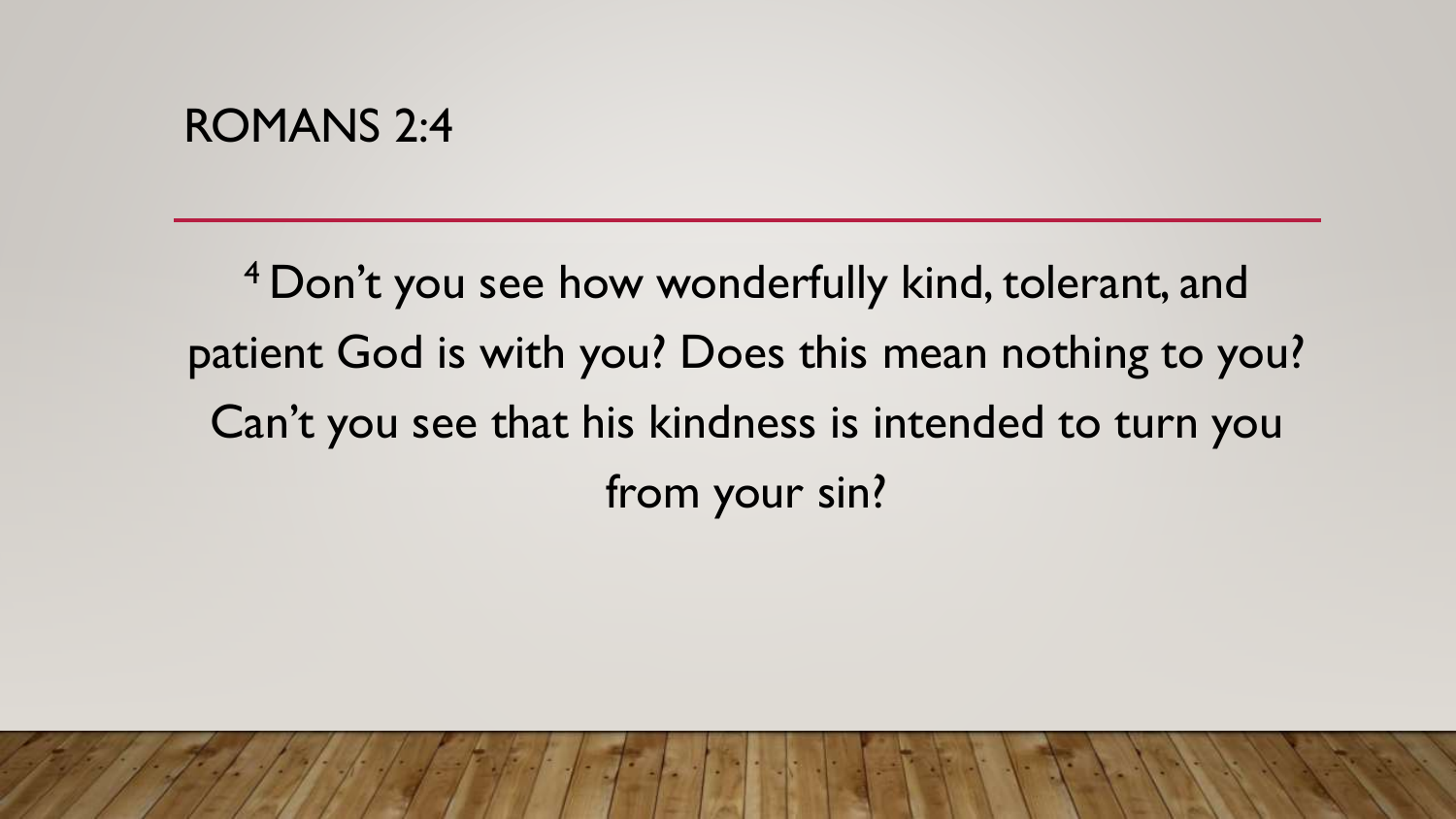# ROMANS 2:4

[4] Don't you see how wonderfully kind, tolerant, and patient God is with you? Does this mean nothing to you? Can't you see that his kindness is intended to turn you from your sin?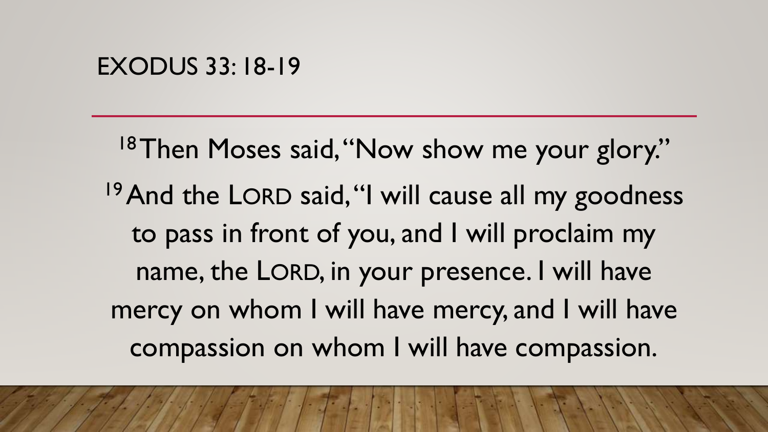# EXODUS 33: 18-19

[18] Then Moses said, "Now show me your glory."

[19] And the LORD said, "I will cause all my goodness to pass in front of you, and I will proclaim my name, the LORD, in your presence. I will have mercy on whom I will have mercy, and I will have compassion on whom I will have compassion.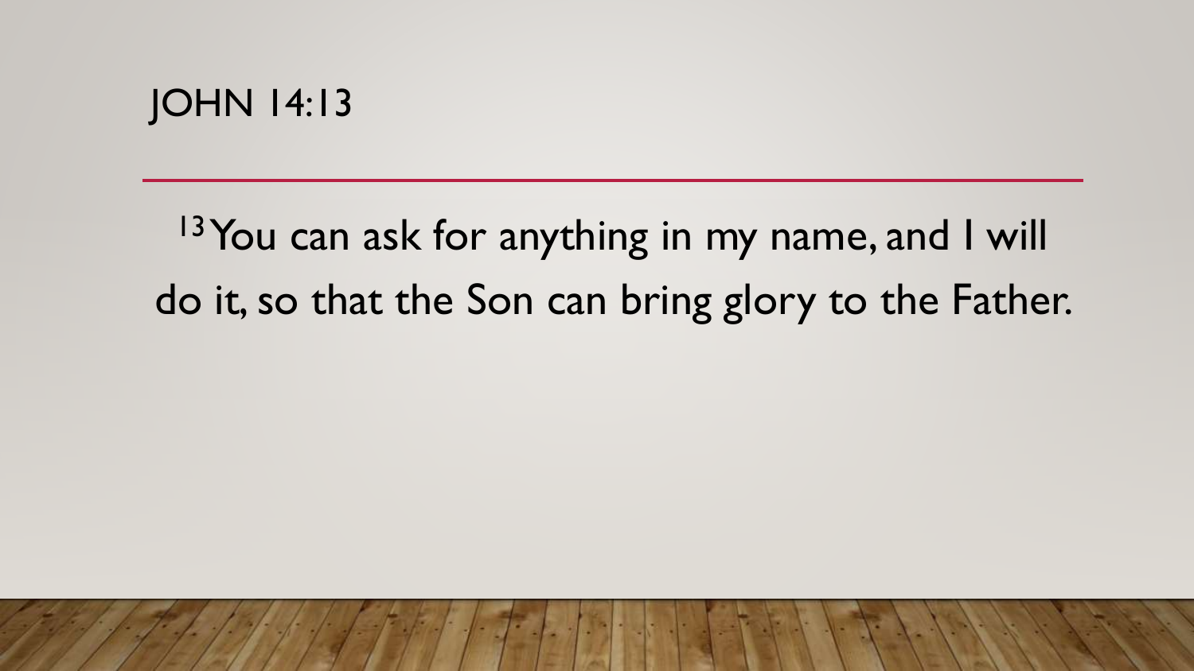# JOHN 14:13

[13] You can ask for anything in my name, and I will do it, so that the Son can bring glory to the Father.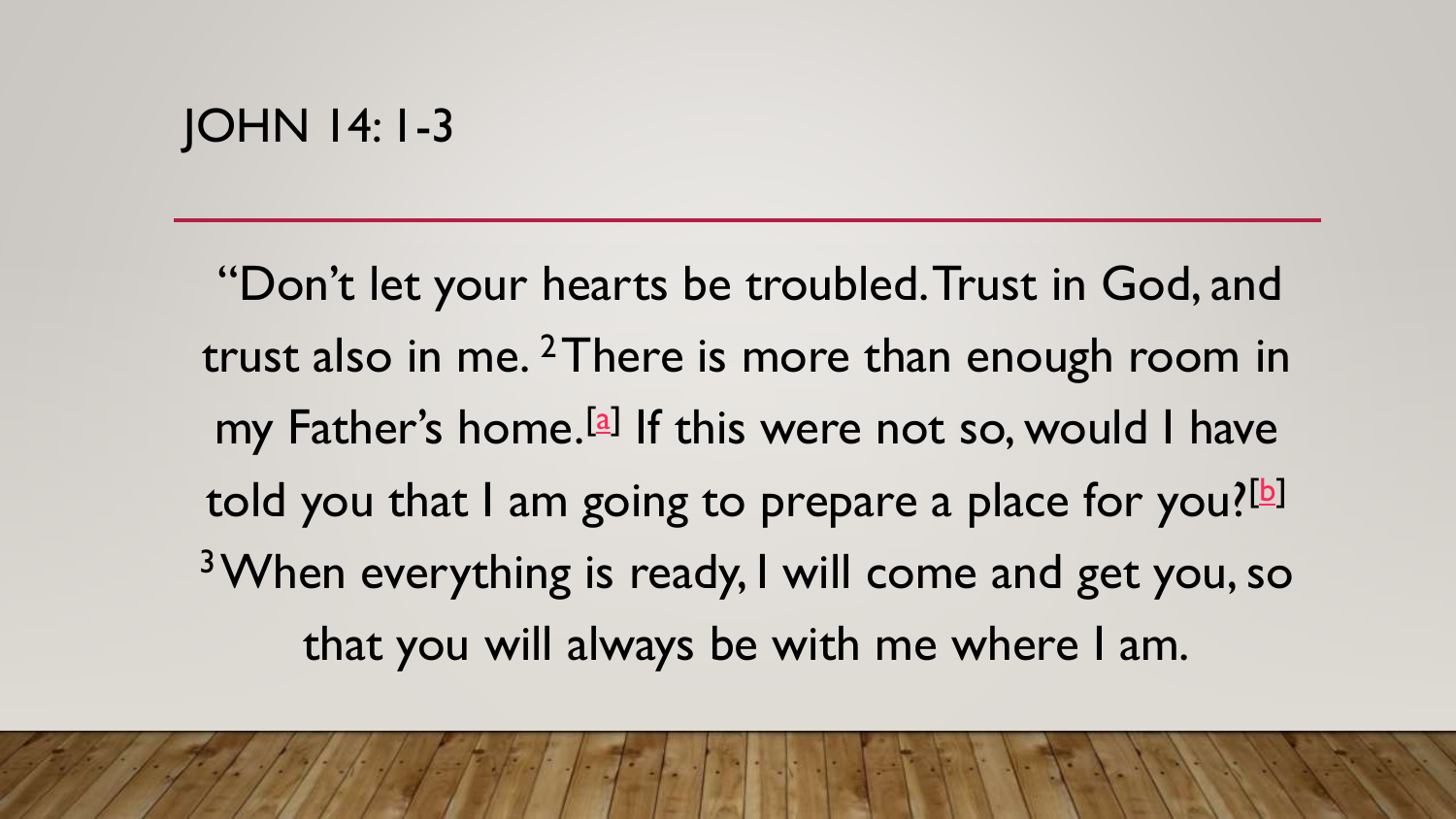# JOHN 14: 1-3

"Don't let your hearts be troubled. Trust in God, and trust also in me. [2] There is more than enough room in my Father's home.[a] If this were not so, would I have told you that I am going to prepare a place for you?[b] [3] When everything is ready, I will come and get you, so that you will always be with me where I am.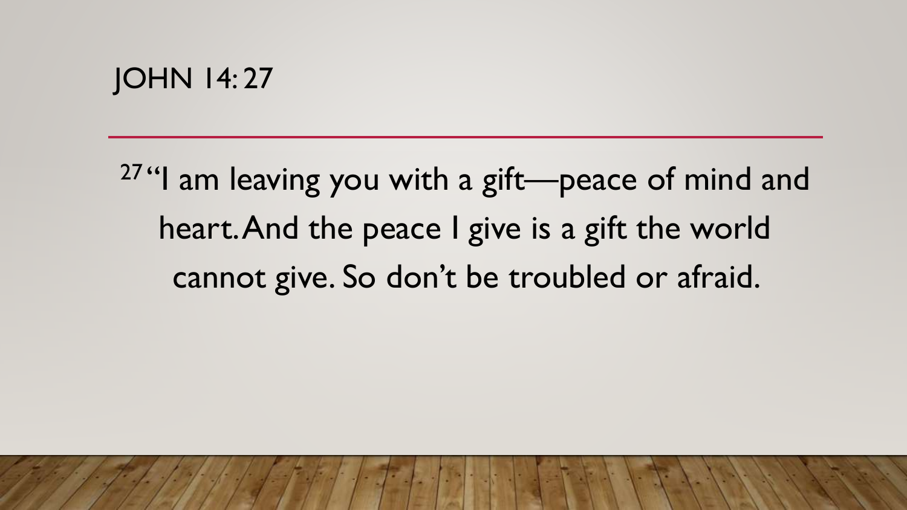# JOHN 14: 27

[27] "I am leaving you with a gift—peace of mind and heart. And the peace I give is a gift the world cannot give. So don't be troubled or afraid.